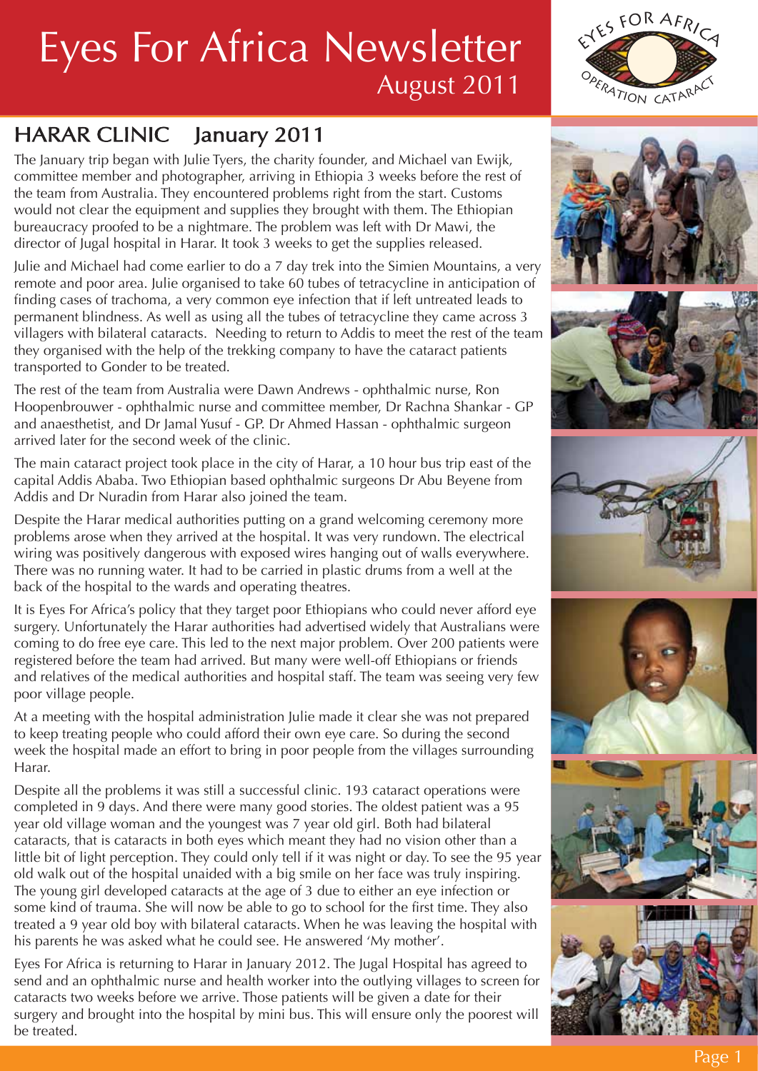# Eyes For Africa Newsletter

August 2011

## HARAR CLINIC January 2011

The January trip began with Julie Tyers, the charity founder, and Michael van Ewijk, committee member and photographer, arriving in Ethiopia 3 weeks before the rest of the team from Australia. They encountered problems right from the start. Customs would not clear the equipment and supplies they brought with them. The Ethiopian bureaucracy proofed to be a nightmare. The problem was left with Dr Mawi, the director of Jugal hospital in Harar. It took 3 weeks to get the supplies released.

Julie and Michael had come earlier to do a 7 day trek into the Simien Mountains, a very remote and poor area. Julie organised to take 60 tubes of tetracycline in anticipation of finding cases of trachoma, a very common eye infection that if left untreated leads to permanent blindness. As well as using all the tubes of tetracycline they came across 3 villagers with bilateral cataracts. Needing to return to Addis to meet the rest of the team they organised with the help of the trekking company to have the cataract patients transported to Gonder to be treated.

The rest of the team from Australia were Dawn Andrews - ophthalmic nurse, Ron Hoopenbrouwer - ophthalmic nurse and committee member, Dr Rachna Shankar - GP and anaesthetist, and Dr Jamal Yusuf - GP. Dr Ahmed Hassan - ophthalmic surgeon arrived later for the second week of the clinic.

The main cataract project took place in the city of Harar, a 10 hour bus trip east of the capital Addis Ababa. Two Ethiopian based ophthalmic surgeons Dr Abu Beyene from Addis and Dr Nuradin from Harar also joined the team.

Despite the Harar medical authorities putting on a grand welcoming ceremony more problems arose when they arrived at the hospital. It was very rundown. The electrical wiring was positively dangerous with exposed wires hanging out of walls everywhere. There was no running water. It had to be carried in plastic drums from a well at the back of the hospital to the wards and operating theatres.

It is Eyes For Africa's policy that they target poor Ethiopians who could never afford eye surgery. Unfortunately the Harar authorities had advertised widely that Australians were coming to do free eye care. This led to the next major problem. Over 200 patients were registered before the team had arrived. But many were well-off Ethiopians or friends and relatives of the medical authorities and hospital staff. The team was seeing very few poor village people.

At a meeting with the hospital administration Julie made it clear she was not prepared to keep treating people who could afford their own eye care. So during the second week the hospital made an effort to bring in poor people from the villages surrounding Harar.

Despite all the problems it was still a successful clinic. 193 cataract operations were completed in 9 days. And there were many good stories. The oldest patient was a 95 year old village woman and the youngest was 7 year old girl. Both had bilateral cataracts, that is cataracts in both eyes which meant they had no vision other than a little bit of light perception. They could only tell if it was night or day. To see the 95 year old walk out of the hospital unaided with a big smile on her face was truly inspiring. The young girl developed cataracts at the age of 3 due to either an eye infection or some kind of trauma. She will now be able to go to school for the first time. They also treated a 9 year old boy with bilateral cataracts. When he was leaving the hospital with his parents he was asked what he could see. He answered 'My mother'.

Eyes For Africa is returning to Harar in January 2012. The Jugal Hospital has agreed to send and an ophthalmic nurse and health worker into the outlying villages to screen for cataracts two weeks before we arrive. Those patients will be given a date for their surgery and brought into the hospital by mini bus. This will ensure only the poorest will be treated.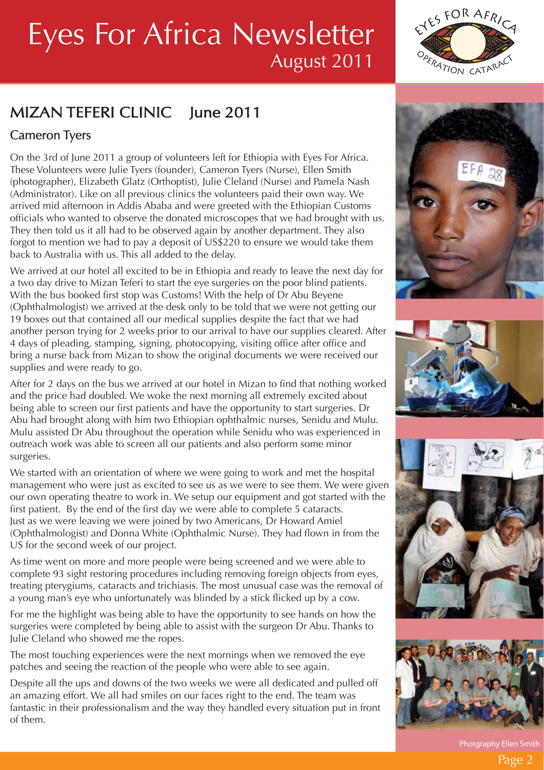# Eyes For Africa Newsletter
August 2011

## MIZAN TEFERI CLINIC June 2011

### Cameron Tyers

On the 3rd of June 2011 a group of volunteers left for Ethiopia with Eyes For Africa. These Volunteers were Julie Tyers (founder), Cameron Tyers (Nurse), Ellen Smith (photographer), Elizabeth Glatz (Orthoptist), Julie Cleland (Nurse) and Pamela Nash (Administrator). Like on all previous clinics the volunteers paid their own way. We arrived mid afternoon in Addis Ababa and were greeted with the Ethiopian Customs officials who wanted to observe the donated microscopes that we had brought with us. They then told us it all had to be observed again by another department. They also forgot to mention we had to pay a deposit of US$220 to ensure we would take them back to Australia with us. This all added to the delay.

We arrived at our hotel all excited to be in Ethiopia and ready to leave the next day for a two day drive to Mizan Teferi to start the eye surgeries on the poor blind patients. With the bus booked first stop was Customs! With the help of Dr Abu Beyene (Ophthalmologist) we arrived at the desk only to be told that we were not getting our 19 boxes out that contained all our medical supplies despite the fact that we had another person trying for 2 weeks prior to our arrival to have our supplies cleared. After 4 days of pleading, stamping, signing, photocopying, visiting office after office and bring a nurse back from Mizan to show the original documents we were received our supplies and were ready to go.

After for 2 days on the bus we arrived at our hotel in Mizan to find that nothing worked and the price had doubled. We woke the next morning all extremely excited about being able to screen our first patients and have the opportunity to start surgeries. Dr Abu had brought along with him two Ethiopian ophthalmic nurses, Senidu and Mulu. Mulu assisted Dr Abu throughout the operation while Senidu who was experienced in outreach work was able to screen all our patients and also perform some minor surgeries.

We started with an orientation of where we were going to work and met the hospital management who were just as excited to see us as we were to see them. We were given our own operating theatre to work in. We setup our equipment and got started with the first patient. By the end of the first day we were able to complete 5 cataracts. Just as we were leaving we were joined by two Americans, Dr Howard Amiel (Ophthalmologist) and Donna White (Ophthalmic Nurse). They had flown in from the US for the second week of our project.

As time went on more and more people were being screened and we were able to complete 93 sight restoring procedures including removing foreign objects from eyes, treating pterygiums, cataracts and trichiasis. The most unusual case was the removal of a young man's eye who unfortunately was blinded by a stick flicked up by a cow.

For me the highlight was being able to have the opportunity to see hands on how the surgeries were completed by being able to assist with the surgeon Dr Abu. Thanks to Julie Cleland who showed me the ropes.

The most touching experiences were the next mornings when we removed the eye patches and seeing the reaction of the people who were able to see again.

Despite all the ups and downs of the two weeks we were all dedicated and pulled off an amazing effort. We all had smiles on our faces right to the end. The team was fantastic in their professionalism and the way they handled every situation put in front of them.

Photgraphy Ellen Smith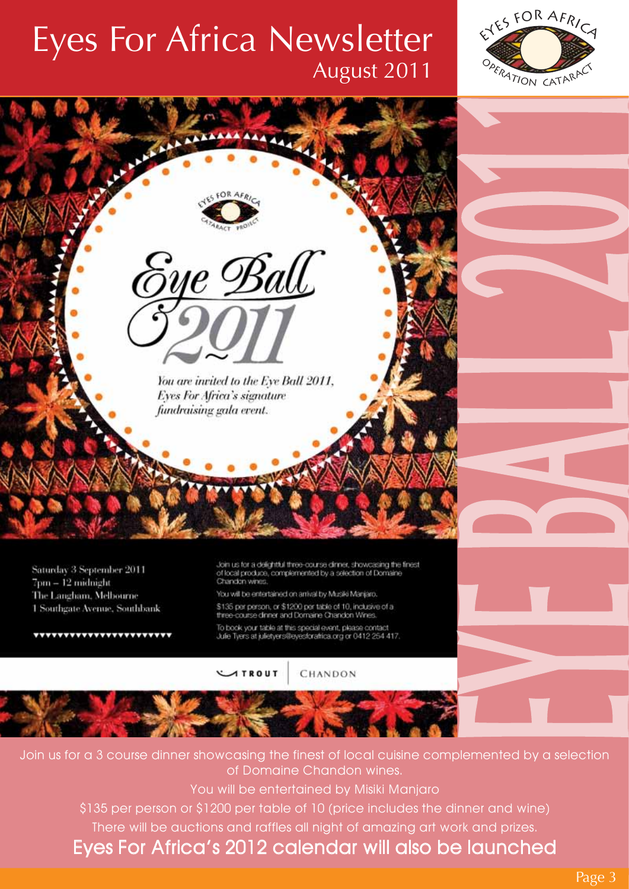# Eyes For Africa Newsletter

August 2011

EYES FOR AFRICA OPERATION CATARACT

EYES FOR AFRICA CATARACT PROJECT

## Eye Ball 2011

*You are invited to the Eye Ball 2011, Eyes For Africa's signature fundraising gala event.*

Saturday 3 September 2011
7pm – 12 midnight
The Langham, Melbourne
1 Southgate Avenue, Southbank

Join us for a delightful three-course dinner, showcasing the finest of local produce, complemented by a selection of Domaine Chandon wines.

You will be entertained on arrival by Musiki Manjaro.

$135 per person, or $1200 per table of 10, inclusive of a three-course dinner and Domaine Chandon Wines.

To book your table at this special event, please contact Julie Tyers at julietyers@eyesforafrica.org or 0412 254 417.

TROUT | CHANDON

EYE BALL 2011

Join us for a 3 course dinner showcasing the finest of local cuisine complemented by a selection of Domaine Chandon wines.

You will be entertained by Misiki Manjaro

$135 per person or $1200 per table of 10 (price includes the dinner and wine)

There will be auctions and raffles all night of amazing art work and prizes.

**Eyes For Africa's 2012 calendar will also be launched**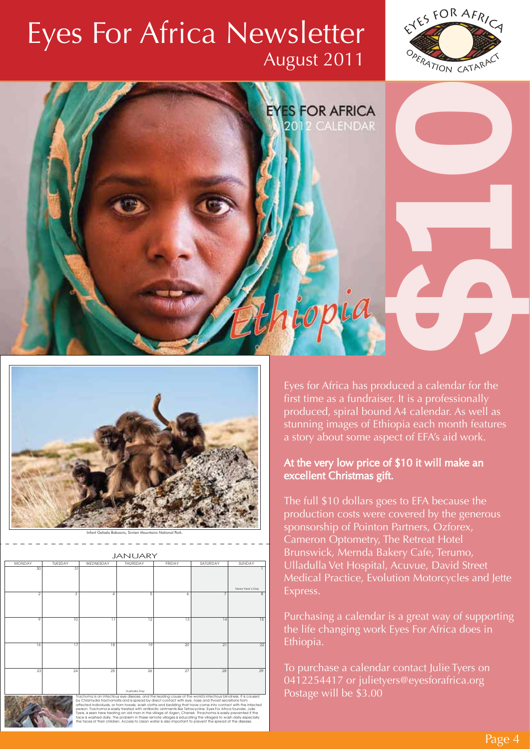# Eyes For Africa Newsletter

August 2011

EYES FOR AFRICA 2012 CALENDAR

Ethiopia

$10

Infant Gelada Baboons, Simien Mountains National Park.

JANUARY

| MONDAY | TUESDAY | WEDNESDAY | THURSDAY | FRIDAY | SATURDAY | SUNDAY |
|---|---|---|---|---|---|---|
| 30 | 31 | | | | | 1 New Year's Day |
| 2 | 3 | 4 | 5 | 6 | 7 | 8 |
| 9 | 10 | 11 | 12 | 13 | 14 | 15 |
| 16 | 17 | 18 | 19 | 20 | 21 | 22 |
| 23 | 24 | 25 | 26 Australia Day | 27 | 28 | 29 |

Trachoma is an infectious eye disease, and the leading cause of the world's infectious blindness. It is caused by Chlamydia trachomatis and is spread by direct contact with eye, nose and throat secretions from affected individuals, or from towels, wash cloths and bedding that have come into contact with the infected person. Trachoma is easily treated with antibiotic ointments like Tetracycline. Eyes For Africa founder, Julie Tyers, is seen here treating an old man in the village of Argen, Chenek. Trachoma is easily prevented if the face is washed daily. The problem in these remote villages is educating the villagers to wash daily especially the faces of their children. Access to clean water is also important to prevent the spread of the disease.

Eyes for Africa has produced a calendar for the first time as a fundraiser. It is a professionally produced, spiral bound A4 calendar. As well as stunning images of Ethiopia each month features a story about some aspect of EFA's aid work.

**At the very low price of $10 it will make an excellent Christmas gift.**

The full $10 dollars goes to EFA because the production costs were covered by the generous sponsorship of Pointon Partners, Ozforex, Cameron Optometry, The Retreat Hotel Brunswick, Mernda Bakery Cafe, Terumo, Ulladulla Vet Hospital, Acuvue, David Street Medical Practice, Evolution Motorcycles and Jette Express.

Purchasing a calendar is a great way of supporting the life changing work Eyes For Africa does in Ethiopia.

To purchase a calendar contact Julie Tyers on 0412254417 or julietyers@eyesforafrica.org
Postage will be $3.00